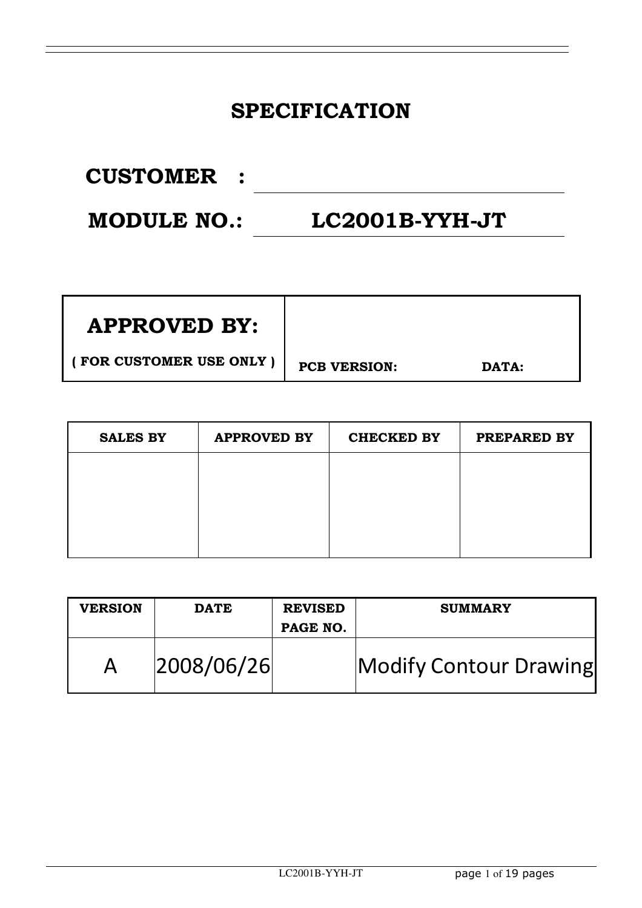# SPECIFICATION

**CUSTOMER :** ______________________

**MODULE NO.: LC2001B-YYH-JT**

| **APPROVED BY:**<br>( FOR CUSTOMER USE ONLY ) | PCB VERSION: DATA: |
|---|---|

| SALES BY | APPROVED BY | CHECKED BY | PREPARED BY |
|---|---|---|---|
| | | | |

| VERSION | DATE | REVISED PAGE NO. | SUMMARY |
|---|---|---|---|
| A | 2008/06/26 | | Modify Contour Drawing |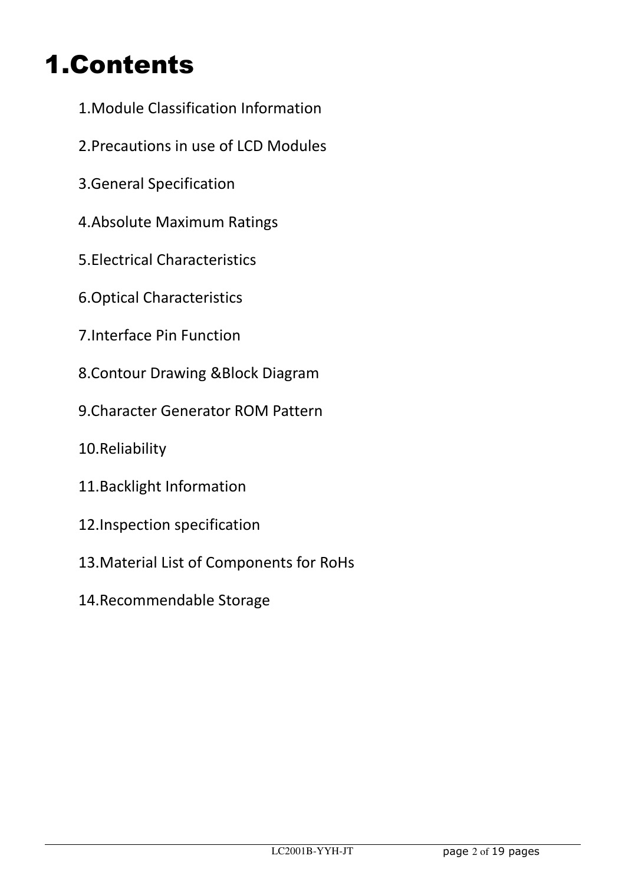# 1.Contents

1.Module Classification Information

2.Precautions in use of LCD Modules

3.General Specification

4.Absolute Maximum Ratings

5.Electrical Characteristics

6.Optical Characteristics

7.Interface Pin Function

8.Contour Drawing &Block Diagram

9.Character Generator ROM Pattern

10.Reliability

11.Backlight Information

12.Inspection specification

13.Material List of Components for RoHs

14.Recommendable Storage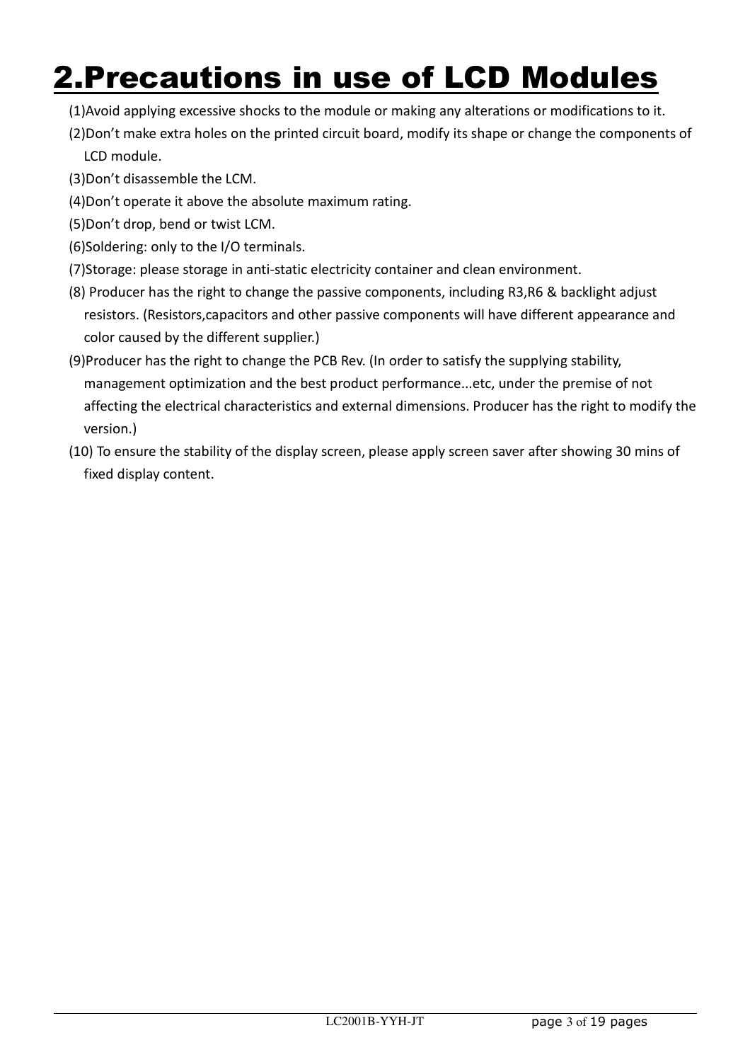# 2.Precautions in use of LCD Modules

(1)Avoid applying excessive shocks to the module or making any alterations or modifications to it.

(2)Don't make extra holes on the printed circuit board, modify its shape or change the components of LCD module.

(3)Don't disassemble the LCM.

(4)Don't operate it above the absolute maximum rating.

(5)Don't drop, bend or twist LCM.

(6)Soldering: only to the I/O terminals.

(7)Storage: please storage in anti-static electricity container and clean environment.

(8) Producer has the right to change the passive components, including R3,R6 & backlight adjust resistors. (Resistors,capacitors and other passive components will have different appearance and color caused by the different supplier.)

(9)Producer has the right to change the PCB Rev. (In order to satisfy the supplying stability, management optimization and the best product performance...etc, under the premise of not affecting the electrical characteristics and external dimensions. Producer has the right to modify the version.)

(10) To ensure the stability of the display screen, please apply screen saver after showing 30 mins of fixed display content.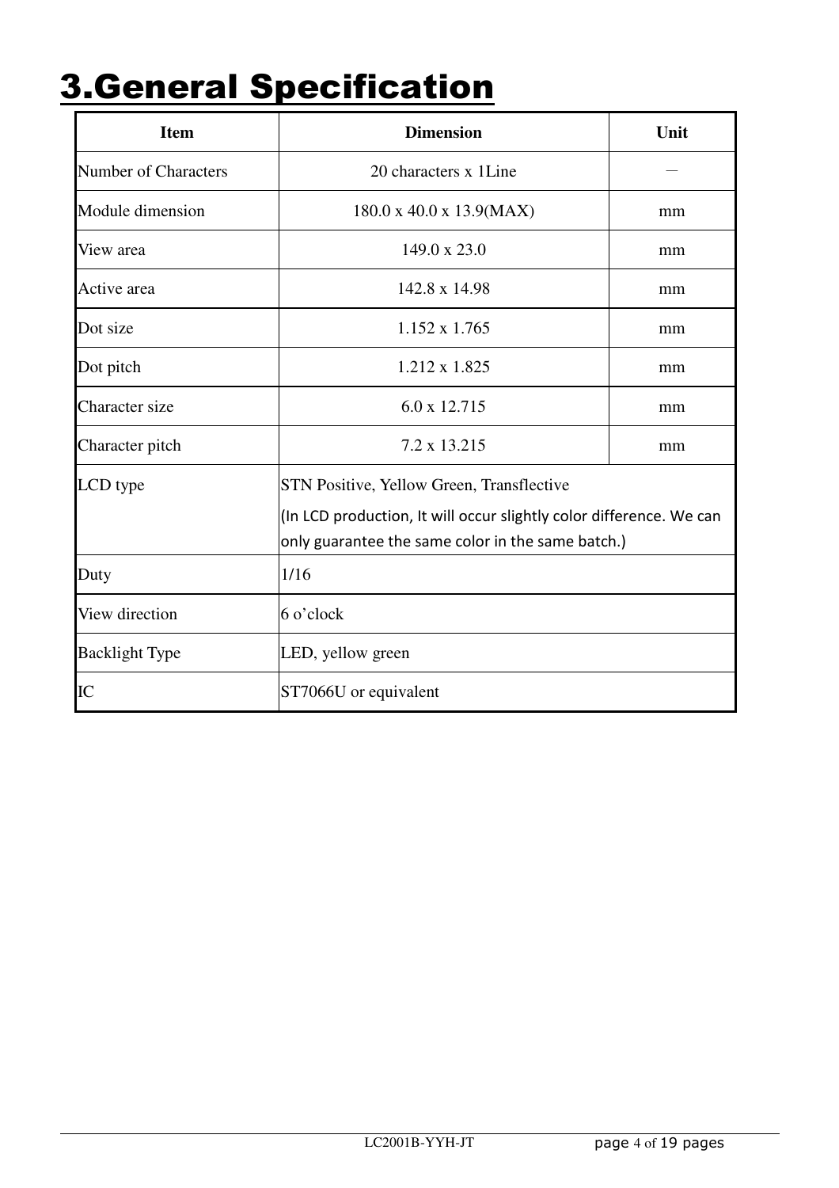# 3.General Specification

| Item | Dimension | Unit |
|---|---|---|
| Number of Characters | 20 characters x 1Line | — |
| Module dimension | 180.0 x 40.0 x 13.9(MAX) | mm |
| View area | 149.0 x 23.0 | mm |
| Active area | 142.8 x 14.98 | mm |
| Dot size | 1.152 x 1.765 | mm |
| Dot pitch | 1.212 x 1.825 | mm |
| Character size | 6.0 x 12.715 | mm |
| Character pitch | 7.2 x 13.215 | mm |
| LCD type | STN Positive, Yellow Green, Transflective (In LCD production, It will occur slightly color difference. We can only guarantee the same color in the same batch.) | |
| Duty | 1/16 | |
| View direction | 6 o'clock | |
| Backlight Type | LED, yellow green | |
| IC | ST7066U or equivalent | |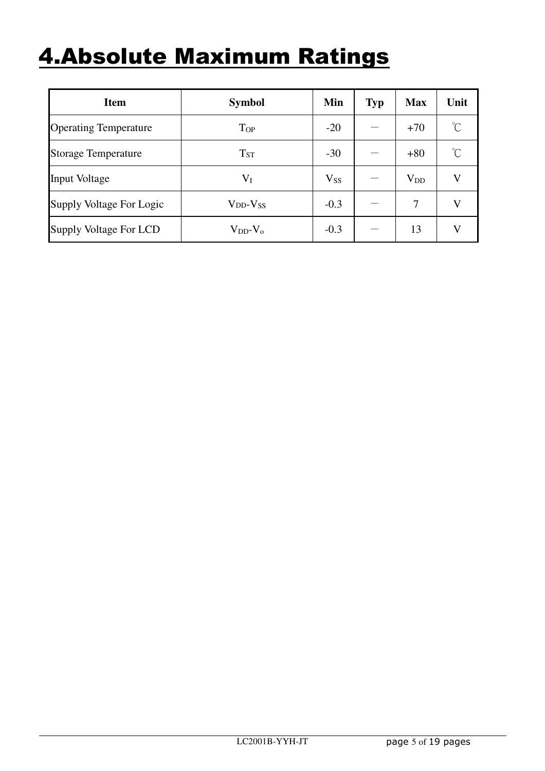# 4.Absolute Maximum Ratings

| Item | Symbol | Min | Typ | Max | Unit |
|---|---|---|---|---|---|
| Operating Temperature | $T_{OP}$ | -20 | － | +70 | ℃ |
| Storage Temperature | $T_{ST}$ | -30 | － | +80 | ℃ |
| Input Voltage | $V_I$ | $V_{SS}$ | － | $V_{DD}$ | V |
| Supply Voltage For Logic | $V_{DD}$-$V_{SS}$ | -0.3 | － | 7 | V |
| Supply Voltage For LCD | $V_{DD}$-$V_o$ | -0.3 | － | 13 | V |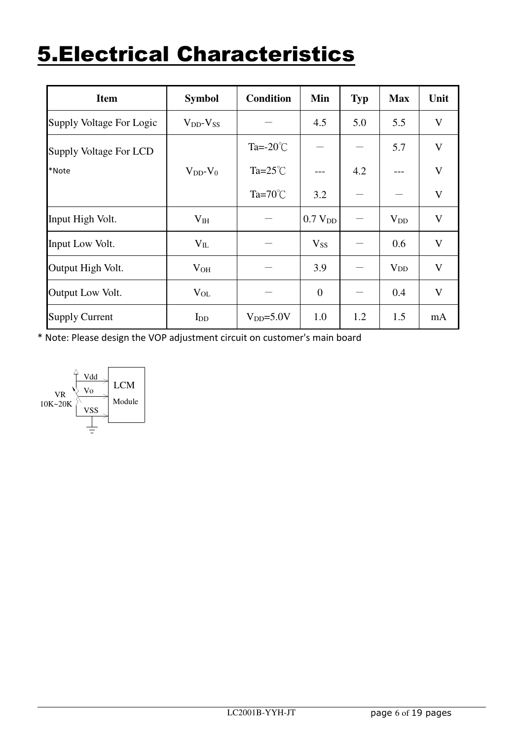# 5.Electrical Characteristics

| Item | Symbol | Condition | Min | Typ | Max | Unit |
|---|---|---|---|---|---|---|
| Supply Voltage For Logic | $V_{DD}$-$V_{SS}$ | — | 4.5 | 5.0 | 5.5 | V |
| Supply Voltage For LCD *Note | $V_{DD}$-$V_0$ | Ta=-20℃ | — | — | 5.7 | V |
| | | Ta=25℃ | --- | 4.2 | --- | V |
| | | Ta=70℃ | 3.2 | — | — | V |
| Input High Volt. | $V_{IH}$ | — | 0.7 $V_{DD}$ | — | $V_{DD}$ | V |
| Input Low Volt. | $V_{IL}$ | — | $V_{SS}$ | — | 0.6 | V |
| Output High Volt. | $V_{OH}$ | — | 3.9 | — | $V_{DD}$ | V |
| Output Low Volt. | $V_{OL}$ | — | 0 | — | 0.4 | V |
| Supply Current | $I_{DD}$ | $V_{DD}$=5.0V | 1.0 | 1.2 | 1.5 | mA |

* Note: Please design the VOP adjustment circuit on customer's main board

VR 10K~20K — Vdd, Vo, VSS — LCM Module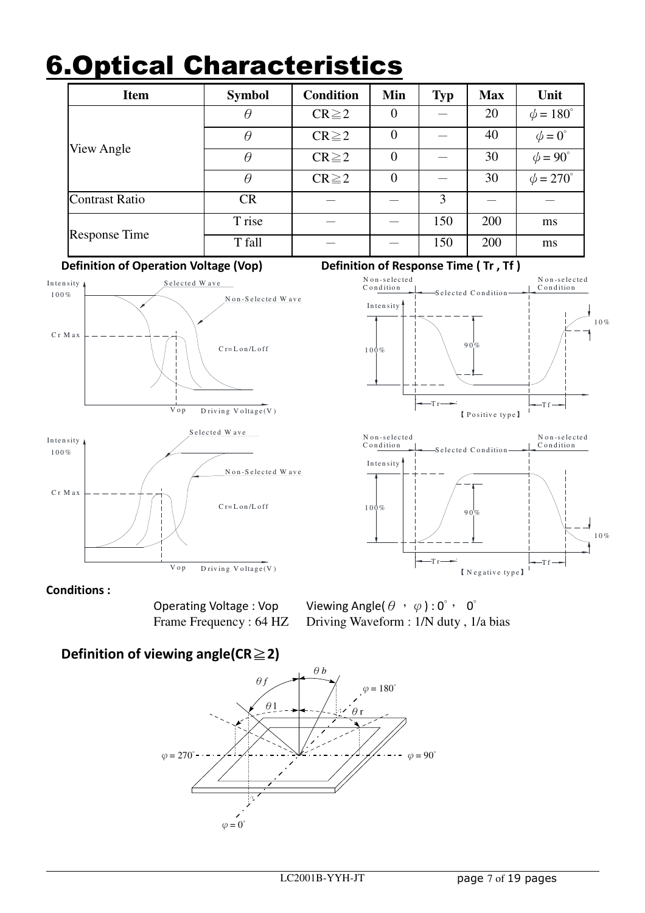# 6.Optical Characteristics

| Item | Symbol | Condition | Min | Typ | Max | Unit |
|---|---|---|---|---|---|---|
| View Angle | $\theta$ | CR≧2 | 0 | — | 20 | $\phi = 180^{\circ}$ |
| | $\theta$ | CR≧2 | 0 | — | 40 | $\phi = 0^{\circ}$ |
| | $\theta$ | CR≧2 | 0 | — | 30 | $\phi = 90^{\circ}$ |
| | $\theta$ | CR≧2 | 0 | — | 30 | $\phi = 270^{\circ}$ |
| Contrast Ratio | CR | — | — | 3 | — | — |
| Response Time | T rise | — | — | 150 | 200 | ms |
| | T fall | — | — | 150 | 200 | ms |

**Definition of Operation Voltage (Vop)**

**Definition of Response Time ( Tr , Tf )**

**Conditions :**

Operating Voltage : Vop　　Viewing Angle( $\theta$ , $\varphi$ ) : 0° , 0°

Frame Frequency : 64 HZ　　Driving Waveform : 1/N duty , 1/a bias

## Definition of viewing angle(CR≧2)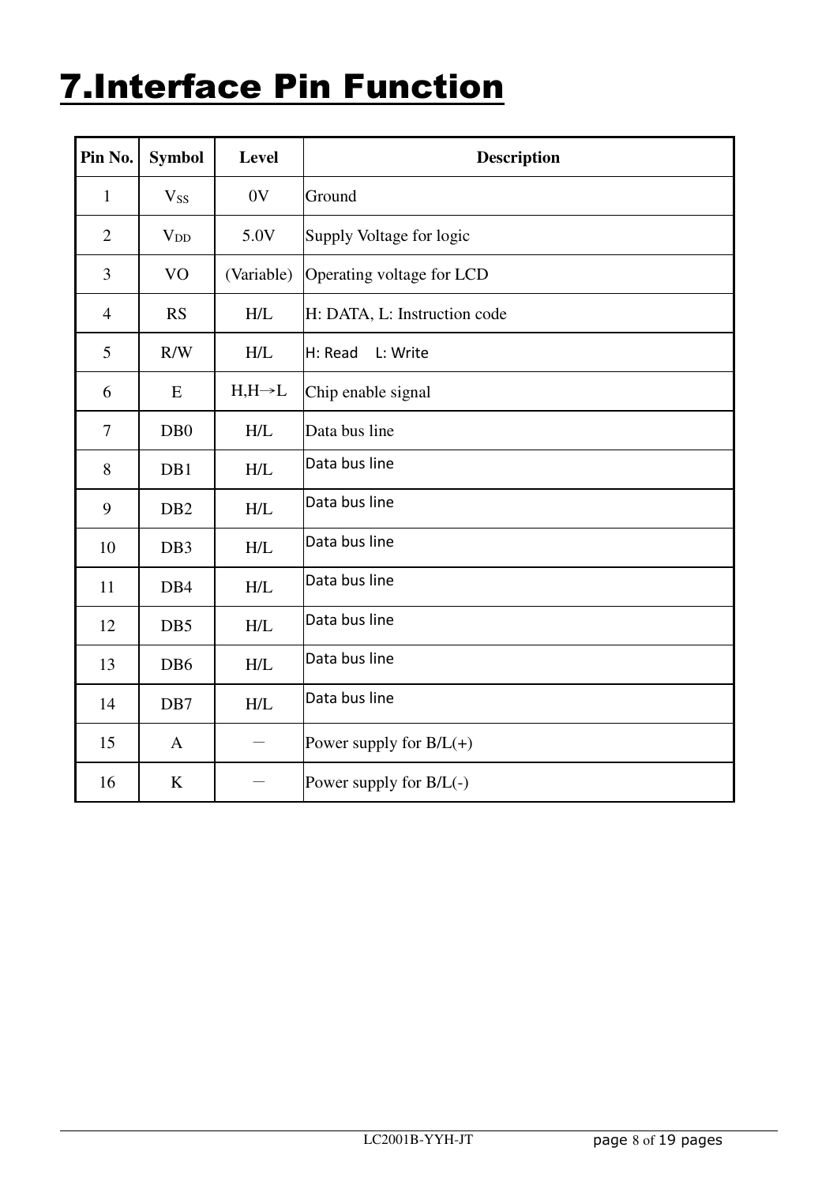# 7.Interface Pin Function

| Pin No. | Symbol | Level | Description |
|---|---|---|---|
| 1 | $V_{SS}$ | 0V | Ground |
| 2 | $V_{DD}$ | 5.0V | Supply Voltage for logic |
| 3 | VO | (Variable) | Operating voltage for LCD |
| 4 | RS | H/L | H: DATA, L: Instruction code |
| 5 | R/W | H/L | H: Read L: Write |
| 6 | E | H,H→L | Chip enable signal |
| 7 | DB0 | H/L | Data bus line |
| 8 | DB1 | H/L | Data bus line |
| 9 | DB2 | H/L | Data bus line |
| 10 | DB3 | H/L | Data bus line |
| 11 | DB4 | H/L | Data bus line |
| 12 | DB5 | H/L | Data bus line |
| 13 | DB6 | H/L | Data bus line |
| 14 | DB7 | H/L | Data bus line |
| 15 | A | － | Power supply for B/L(+) |
| 16 | K | － | Power supply for B/L(-) |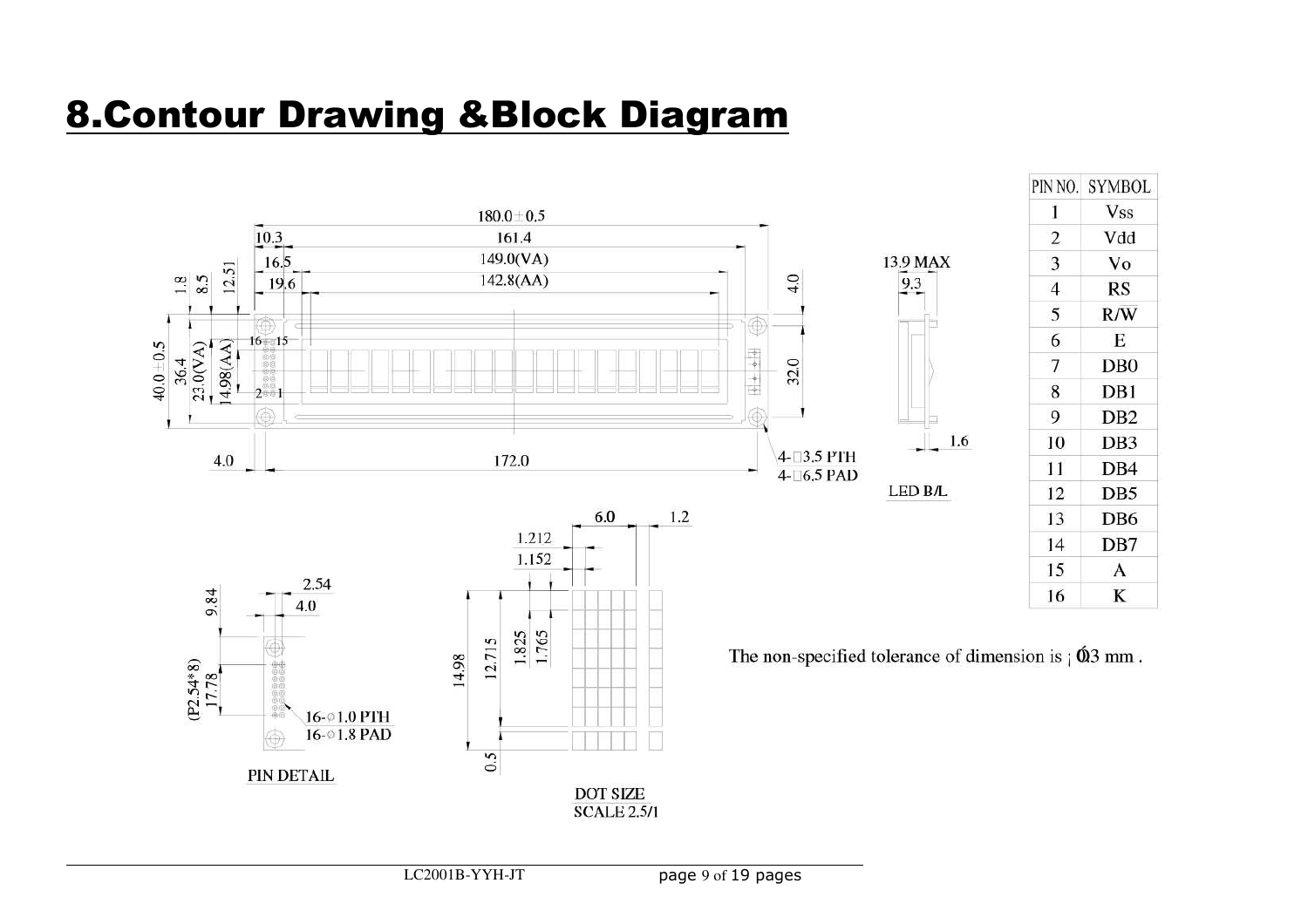# 8.Contour Drawing &Block Diagram

| PIN NO. | SYMBOL |
|---|---|
| 1 | Vss |
| 2 | Vdd |
| 3 | Vo |
| 4 | RS |
| 5 | R/W |
| 6 | E |
| 7 | DB0 |
| 8 | DB1 |
| 9 | DB2 |
| 10 | DB3 |
| 11 | DB4 |
| 12 | DB5 |
| 13 | DB6 |
| 14 | DB7 |
| 15 | A |
| 16 | K |

The non-specified tolerance of dimension is ¡ Ó0.3 mm .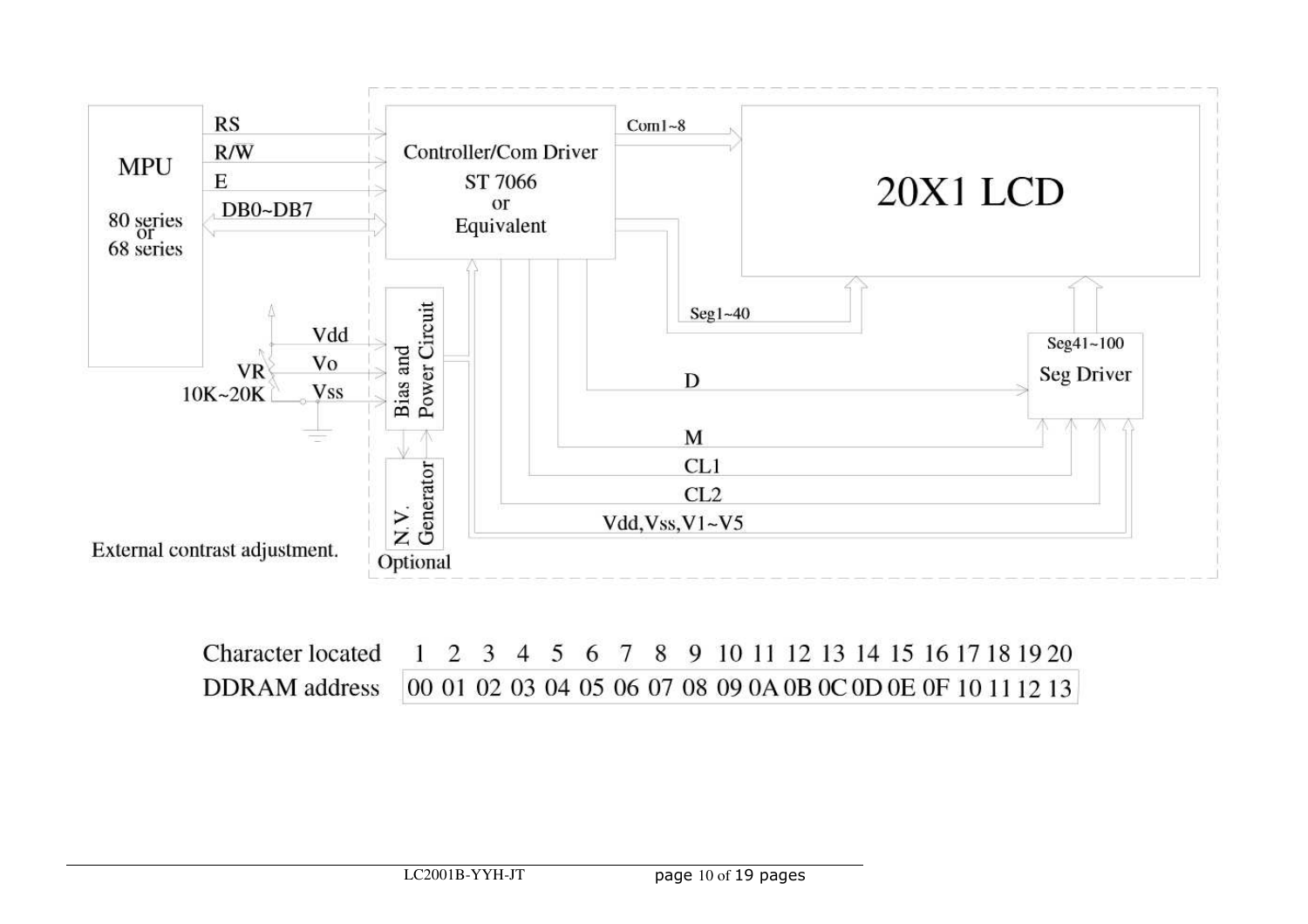MPU

80 series or 68 series

RS

R/W

E

DB0~DB7

Controller/Com Driver

ST 7066 or Equivalent

Com1~8

20X1 LCD

Seg1~40

Vdd

Vo

Vss

VR 10K~20K

Bias and Power Circuit

N.V. Generator

Optional

D

M

CL1

CL2

Vdd,Vss,V1~V5

Seg41~100

Seg Driver

External contrast adjustment.

| Character located | 1 | 2 | 3 | 4 | 5 | 6 | 7 | 8 | 9 | 10 | 11 | 12 | 13 | 14 | 15 | 16 | 17 | 18 | 19 | 20 |
|---|---|---|---|---|---|---|---|---|---|---|---|---|---|---|---|---|---|---|---|---|
| DDRAM address | 00 | 01 | 02 | 03 | 04 | 05 | 06 | 07 | 08 | 09 | 0A | 0B | 0C | 0D | 0E | 0F | 10 | 11 | 12 | 13 |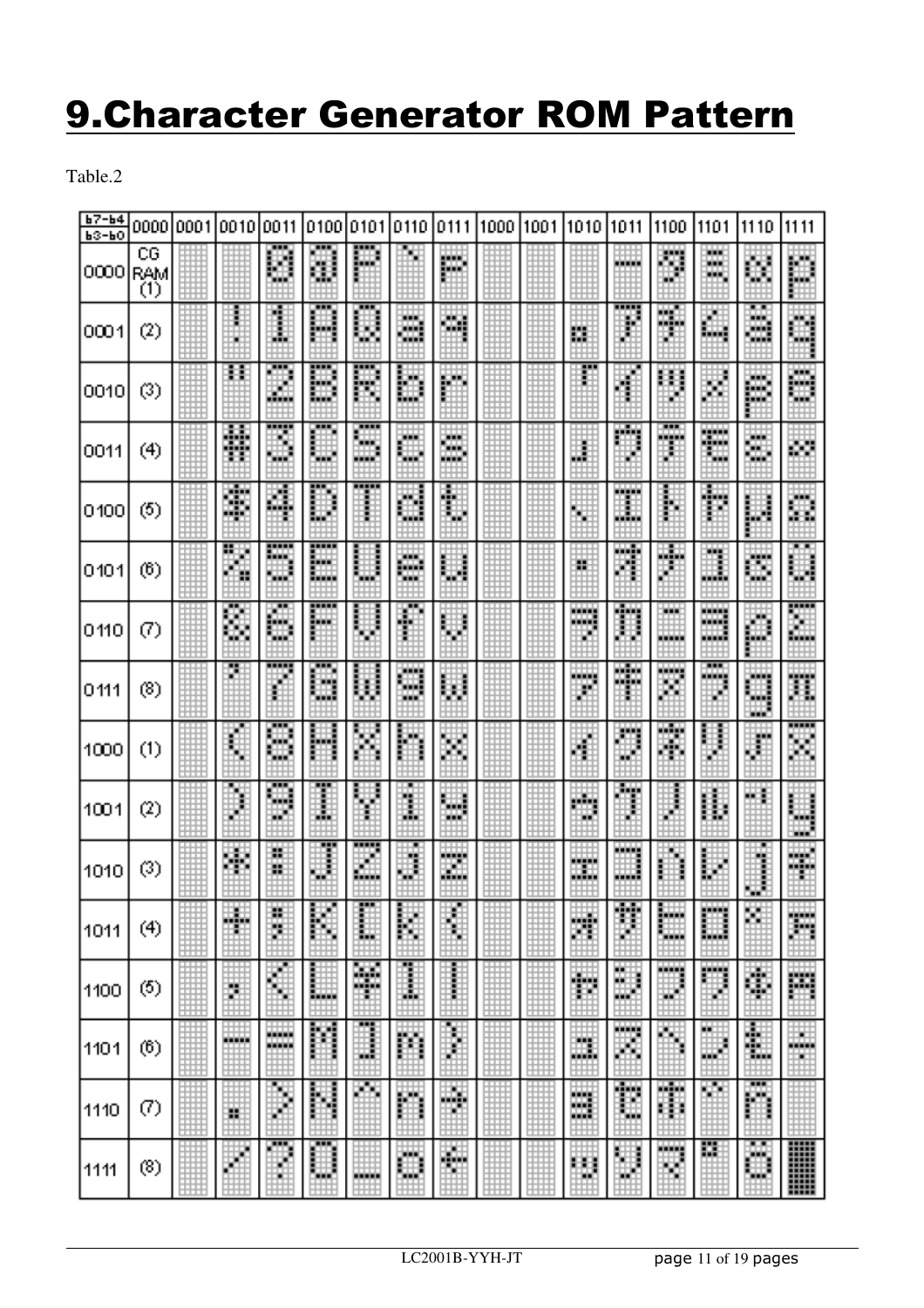# 9.Character Generator ROM Pattern

Table.2

| b7-b4 / b3-b0 | 0000 | 0001 | 0010 | 0011 | 0100 | 0101 | 0110 | 0111 | 1000 | 1001 | 1010 | 1011 | 1100 | 1101 | 1110 | 1111 |
|---|---|---|---|---|---|---|---|---|---|---|---|---|---|---|---|---|
| 0000 | CG RAM (1) | | | 0 | @ | P | ` | p | | | | ー | タ | ミ | α | p |
| 0001 | (2) | | ! | 1 | A | Q | a | q | | | 。 | ア | チ | ム | ä | q |
| 0010 | (3) | | " | 2 | B | R | b | r | | | 「 | イ | ツ | メ | β | θ |
| 0011 | (4) | | # | 3 | C | S | c | s | | | 」 | ウ | テ | モ | ε | ∞ |
| 0100 | (5) | | $ | 4 | D | T | d | t | | | 、 | エ | ト | ヤ | μ | Ω |
| 0101 | (6) | | % | 5 | E | U | e | u | | | ・ | オ | ナ | ユ | σ | ü |
| 0110 | (7) | | & | 6 | F | V | f | v | | | ヲ | カ | ニ | ヨ | ρ | Σ |
| 0111 | (8) | | ' | 7 | G | W | g | w | | | ァ | キ | ヌ | ラ | g | π |
| 1000 | (1) | | ( | 8 | H | X | h | x | | | ィ | ク | ネ | リ | √ | x̄ |
| 1001 | (2) | | ) | 9 | I | Y | i | y | | | ゥ | ケ | ノ | ル | ⁻¹ | y |
| 1010 | (3) | | * | : | J | Z | j | z | | | ェ | コ | ハ | レ | j | 千 |
| 1011 | (4) | | + | ; | K | [ | k | { | | | ォ | サ | ヒ | ロ | ˣ | 万 |
| 1100 | (5) | | , | < | L | ¥ | l | \| | | | ャ | シ | フ | ワ | ¢ | 円 |
| 1101 | (6) | | - | = | M | ] | m | } | | | ュ | ス | ヘ | ン | £ | ÷ |
| 1110 | (7) | | . | > | N | ^ | n | → | | | ョ | セ | ホ | ゛ | ñ | |
| 1111 | (8) | | / | ? | O | _ | o | ← | | | ッ | ソ | マ | ゜ | ö | █ |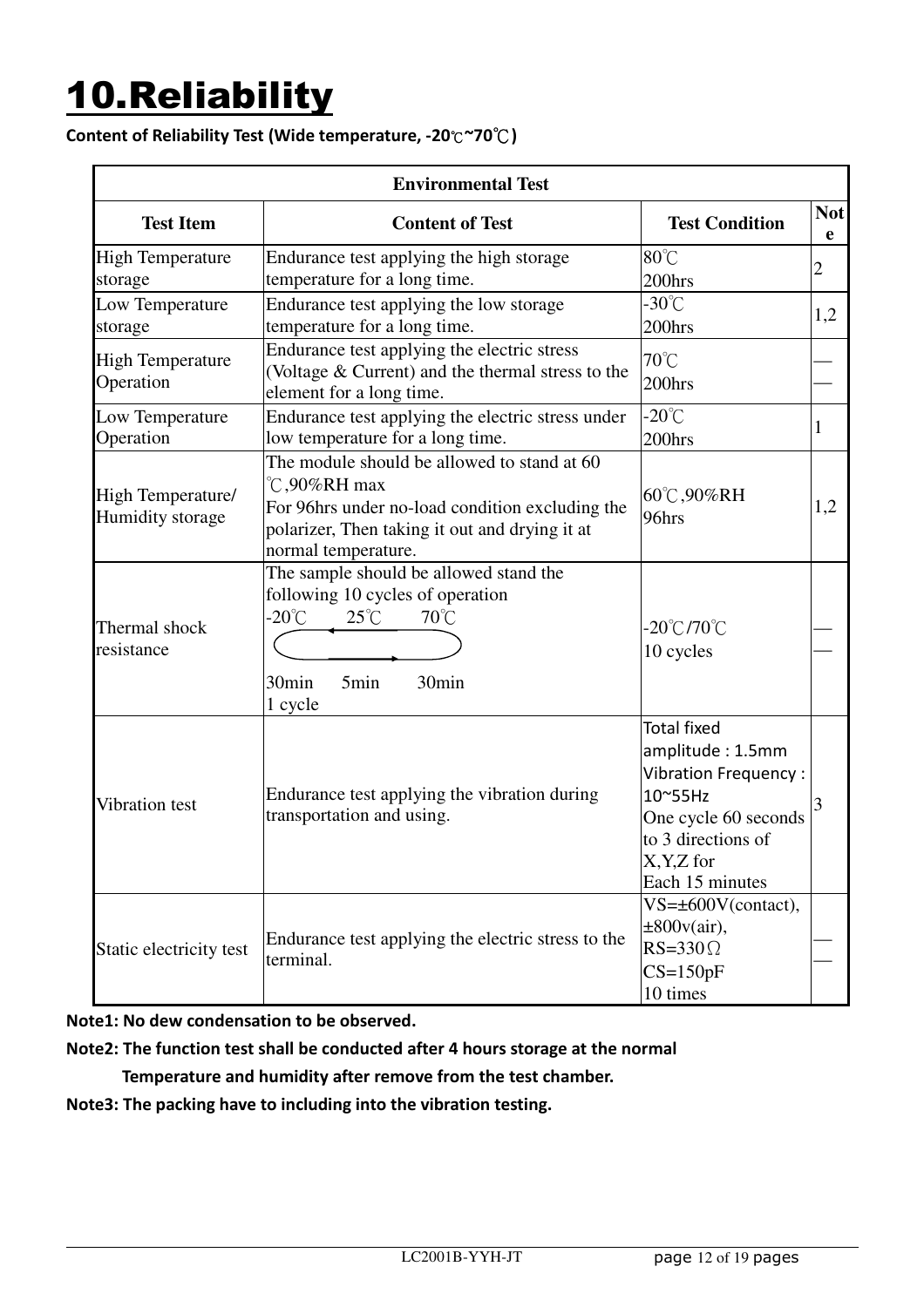# 10.Reliability

**Content of Reliability Test (Wide temperature, -20℃~70℃)**

| Environmental Test | | | |
|---|---|---|---|
| **Test Item** | **Content of Test** | **Test Condition** | **Note** |
| High Temperature storage | Endurance test applying the high storage temperature for a long time. | 80℃ 200hrs | 2 |
| Low Temperature storage | Endurance test applying the low storage temperature for a long time. | -30℃ 200hrs | 1,2 |
| High Temperature Operation | Endurance test applying the electric stress (Voltage & Current) and the thermal stress to the element for a long time. | 70℃ 200hrs | —— |
| Low Temperature Operation | Endurance test applying the electric stress under low temperature for a long time. | -20℃ 200hrs | 1 |
| High Temperature/ Humidity storage | The module should be allowed to stand at 60 ℃,90%RH max For 96hrs under no-load condition excluding the polarizer, Then taking it out and drying it at normal temperature. | 60℃,90%RH 96hrs | 1,2 |
| Thermal shock resistance | The sample should be allowed stand the following 10 cycles of operation -20℃ 25℃ 70℃ 30min 5min 30min 1 cycle | -20℃/70℃ 10 cycles | —— |
| Vibration test | Endurance test applying the vibration during transportation and using. | Total fixed amplitude : 1.5mm Vibration Frequency : 10~55Hz One cycle 60 seconds to 3 directions of X,Y,Z for Each 15 minutes | 3 |
| Static electricity test | Endurance test applying the electric stress to the terminal. | VS=±600V(contact), ±800v(air), RS=330Ω CS=150pF 10 times | —— |

**Note1: No dew condensation to be observed.**

**Note2: The function test shall be conducted after 4 hours storage at the normal Temperature and humidity after remove from the test chamber.**

**Note3: The packing have to including into the vibration testing.**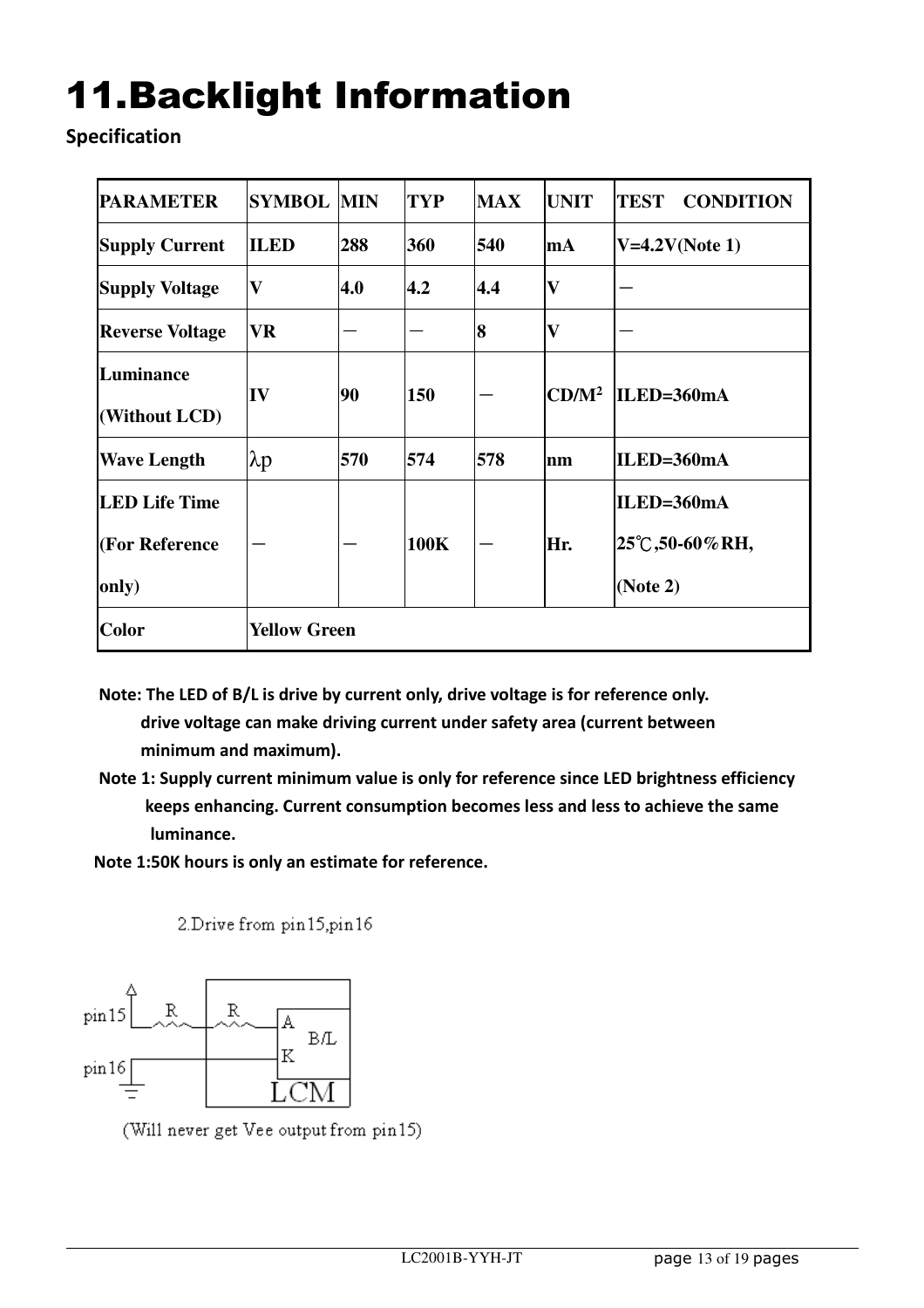# 11.Backlight Information

**Specification**

| PARAMETER | SYMBOL | MIN | TYP | MAX | UNIT | TEST CONDITION |
|---|---|---|---|---|---|---|
| Supply Current | ILED | 288 | 360 | 540 | mA | V=4.2V(Note 1) |
| Supply Voltage | V | 4.0 | 4.2 | 4.4 | V | － |
| Reverse Voltage | VR | － | － | 8 | V | － |
| Luminance (Without LCD) | IV | 90 | 150 | － | $CD/M^2$ | ILED=360mA |
| Wave Length | λp | 570 | 574 | 578 | nm | ILED=360mA |
| LED Life Time (For Reference only) | － | － | 100K | － | Hr. | ILED=360mA 25℃,50-60%RH, (Note 2) |
| Color | Yellow Green | | | | | |

**Note: The LED of B/L is drive by current only, drive voltage is for reference only. drive voltage can make driving current under safety area (current between minimum and maximum).**

**Note 1: Supply current minimum value is only for reference since LED brightness efficiency keeps enhancing. Current consumption becomes less and less to achieve the same luminance.**

**Note 1:50K hours is only an estimate for reference.**

2.Drive from pin15,pin16

pin15 — R — R — A B/L K — pin16 (LCM)

(Will never get Vee output from pin15)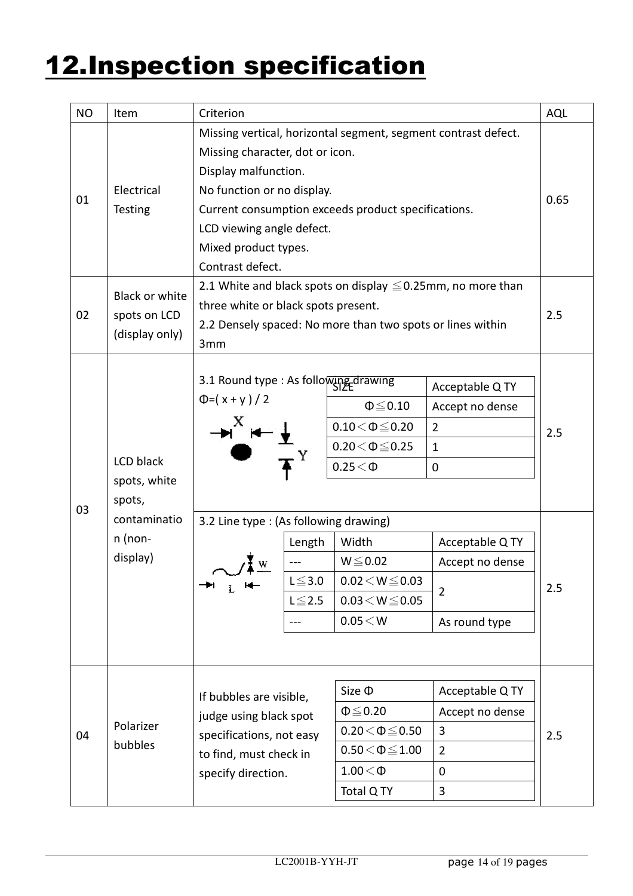# 12.Inspection specification

| NO | Item | Criterion | AQL |
|---|---|---|---|
| 01 | Electrical Testing | Missing vertical, horizontal segment, segment contrast defect.<br>Missing character, dot or icon.<br>Display malfunction.<br>No function or no display.<br>Current consumption exceeds product specifications.<br>LCD viewing angle defect.<br>Mixed product types.<br>Contrast defect. | 0.65 |
| 02 | Black or white spots on LCD (display only) | 2.1 White and black spots on display ≦0.25mm, no more than three white or black spots present.<br>2.2 Densely spaced: No more than two spots or lines within 3mm | 2.5 |
| 03 | LCD black spots, white spots, contamination (non-display) | 3.1 Round type : As following drawing<br>Φ=( x + y ) / 2<br>SIZE / Acceptable Q TY:<br>Φ≦0.10 : Accept no dense<br>0.10＜Φ≦0.20 : 2<br>0.20＜Φ≦0.25 : 1<br>0.25＜Φ : 0 | 2.5 |
| | | 3.2 Line type : (As following drawing)<br>Length / Width / Acceptable Q TY:<br>--- / W≦0.02 : Accept no dense<br>L≦3.0 / 0.02＜W≦0.03 : 2<br>L≦2.5 / 0.03＜W≦0.05 : 2<br>--- / 0.05＜W : As round type | 2.5 |
| 04 | Polarizer bubbles | If bubbles are visible, judge using black spot specifications, not easy to find, must check in specify direction.<br>Size Φ / Acceptable Q TY:<br>Φ≦0.20 : Accept no dense<br>0.20＜Φ≦0.50 : 3<br>0.50＜Φ≦1.00 : 2<br>1.00＜Φ : 0<br>Total Q TY : 3 | 2.5 |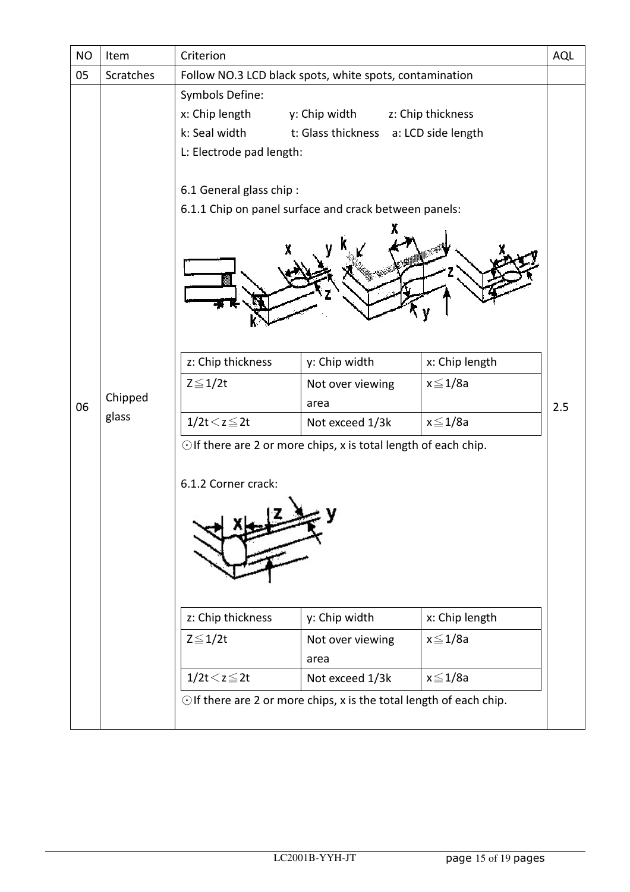| NO | Item | Criterion | AQL |
|---|---|---|---|
| 05 | Scratches | Follow NO.3 LCD black spots, white spots, contamination | |
| 06 | Chipped glass | Symbols Define:<br>x: Chip length y: Chip width z: Chip thickness<br>k: Seal width t: Glass thickness a: LCD side length<br>L: Electrode pad length:<br><br>6.1 General glass chip :<br>6.1.1 Chip on panel surface and crack between panels:<br><br>(see table 6.1.1 below)<br><br>⊙If there are 2 or more chips, x is total length of each chip.<br><br>6.1.2 Corner crack:<br><br>(see table 6.1.2 below)<br><br>⊙If there are 2 or more chips, x is the total length of each chip. | 2.5 |

6.1.1 Chip on panel surface and crack between panels:

| z: Chip thickness | y: Chip width | x: Chip length |
|---|---|---|
| $Z \leqq 1/2t$ | Not over viewing area | $x \leqq 1/8a$ |
| $1/2t < z \leqq 2t$ | Not exceed 1/3k | $x \leqq 1/8a$ |

⊙If there are 2 or more chips, x is total length of each chip.

6.1.2 Corner crack:

| z: Chip thickness | y: Chip width | x: Chip length |
|---|---|---|
| $Z \leqq 1/2t$ | Not over viewing area | $x \leqq 1/8a$ |
| $1/2t < z \leqq 2t$ | Not exceed 1/3k | $x \leqq 1/8a$ |

⊙If there are 2 or more chips, x is the total length of each chip.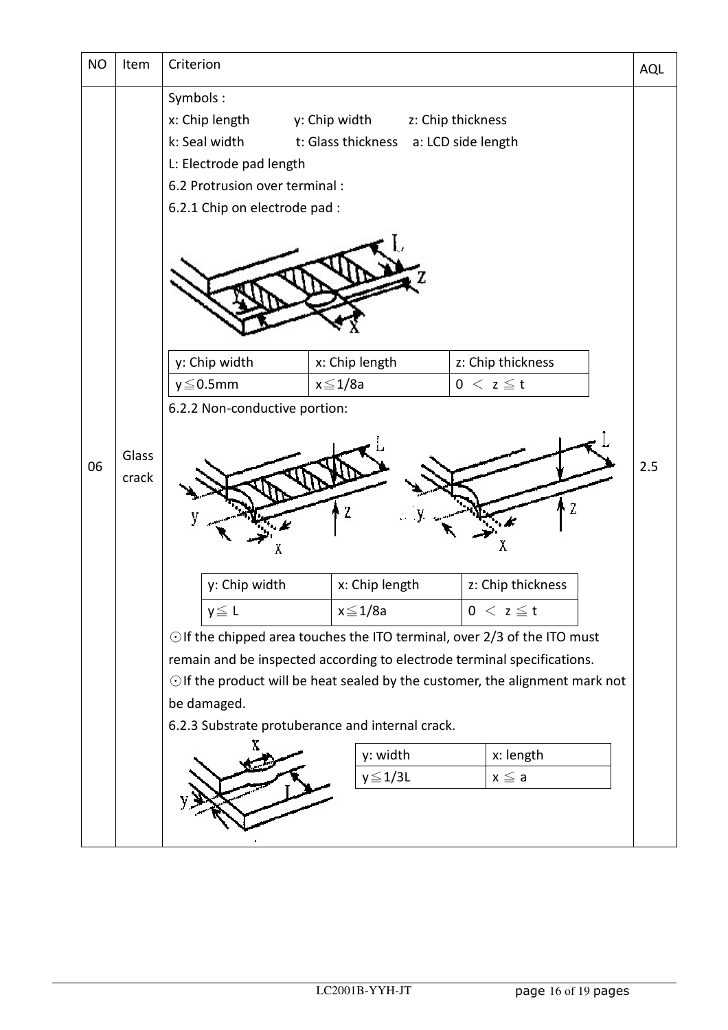| NO | Item | Criterion | AQL |
|---|---|---|---|
| 06 | Glass crack | Symbols : | 2.5 |

Symbols :

x: Chip length　　y: Chip width　　z: Chip thickness

k: Seal width　　t: Glass thickness　　a: LCD side length

L: Electrode pad length

6.2 Protrusion over terminal :

6.2.1 Chip on electrode pad :

| y: Chip width | x: Chip length | z: Chip thickness |
|---|---|---|
| $y \leqq 0.5mm$ | $x \leqq 1/8a$ | $0 < z \leqq t$ |

6.2.2 Non-conductive portion:

| y: Chip width | x: Chip length | z: Chip thickness |
|---|---|---|
| $y \leqq L$ | $x \leqq 1/8a$ | $0 < z \leqq t$ |

⊙If the chipped area touches the ITO terminal, over 2/3 of the ITO must remain and be inspected according to electrode terminal specifications.

⊙If the product will be heat sealed by the customer, the alignment mark not be damaged.

6.2.3 Substrate protuberance and internal crack.

| y: width | x: length |
|---|---|
| $y \leqq 1/3L$ | $x \leqq a$ |

AQL: 2.5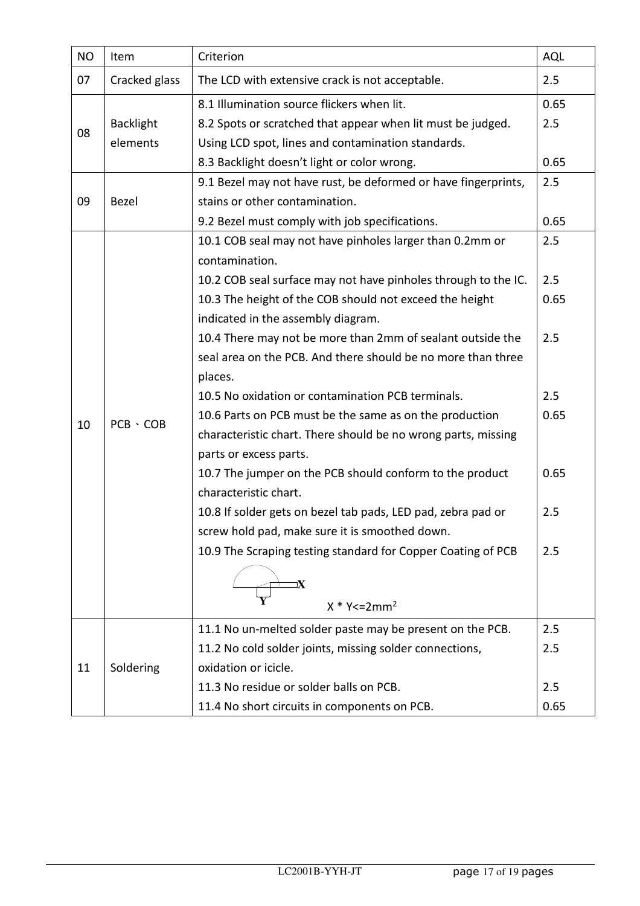| NO | Item | Criterion | AQL |
|---|---|---|---|
| 07 | Cracked glass | The LCD with extensive crack is not acceptable. | 2.5 |
| 08 | Backlight elements | 8.1 Illumination source flickers when lit.<br>8.2 Spots or scratched that appear when lit must be judged. Using LCD spot, lines and contamination standards.<br>8.3 Backlight doesn't light or color wrong. | 0.65<br>2.5<br><br>0.65 |
| 09 | Bezel | 9.1 Bezel may not have rust, be deformed or have fingerprints, stains or other contamination.<br>9.2 Bezel must comply with job specifications. | 2.5<br><br>0.65 |
| 10 | PCB、COB | 10.1 COB seal may not have pinholes larger than 0.2mm or contamination.<br>10.2 COB seal surface may not have pinholes through to the IC.<br>10.3 The height of the COB should not exceed the height indicated in the assembly diagram.<br>10.4 There may not be more than 2mm of sealant outside the seal area on the PCB. And there should be no more than three places.<br>10.5 No oxidation or contamination PCB terminals.<br>10.6 Parts on PCB must be the same as on the production characteristic chart. There should be no wrong parts, missing parts or excess parts.<br>10.7 The jumper on the PCB should conform to the product characteristic chart.<br>10.8 If solder gets on bezel tab pads, LED pad, zebra pad or screw hold pad, make sure it is smoothed down.<br>10.9 The Scraping testing standard for Copper Coating of PCB<br>X Y<br>$X * Y <= 2mm^2$ | 2.5<br><br>2.5<br>0.65<br><br>2.5<br><br><br>2.5<br>0.65<br><br><br>0.65<br><br>2.5<br><br>2.5 |
| 11 | Soldering | 11.1 No un-melted solder paste may be present on the PCB.<br>11.2 No cold solder joints, missing solder connections, oxidation or icicle.<br>11.3 No residue or solder balls on PCB.<br>11.4 No short circuits in components on PCB. | 2.5<br>2.5<br><br>2.5<br>0.65 |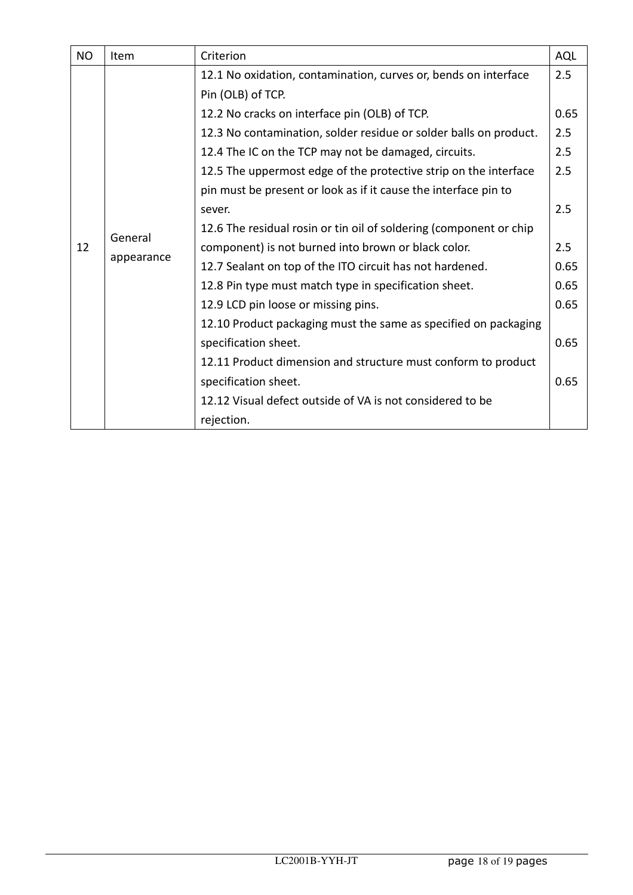| NO | Item | Criterion | AQL |
|---|---|---|---|
| 12 | General appearance | 12.1 No oxidation, contamination, curves or, bends on interface Pin (OLB) of TCP. | 2.5 |
| | | 12.2 No cracks on interface pin (OLB) of TCP. | 0.65 |
| | | 12.3 No contamination, solder residue or solder balls on product. | 2.5 |
| | | 12.4 The IC on the TCP may not be damaged, circuits. | 2.5 |
| | | 12.5 The uppermost edge of the protective strip on the interface pin must be present or look as if it cause the interface pin to sever. | 2.5<br>2.5 |
| | | 12.6 The residual rosin or tin oil of soldering (component or chip component) is not burned into brown or black color. | 2.5 |
| | | 12.7 Sealant on top of the ITO circuit has not hardened. | 0.65 |
| | | 12.8 Pin type must match type in specification sheet. | 0.65 |
| | | 12.9 LCD pin loose or missing pins. | 0.65 |
| | | 12.10 Product packaging must the same as specified on packaging specification sheet. | 0.65 |
| | | 12.11 Product dimension and structure must conform to product specification sheet. | 0.65 |
| | | 12.12 Visual defect outside of VA is not considered to be rejection. | |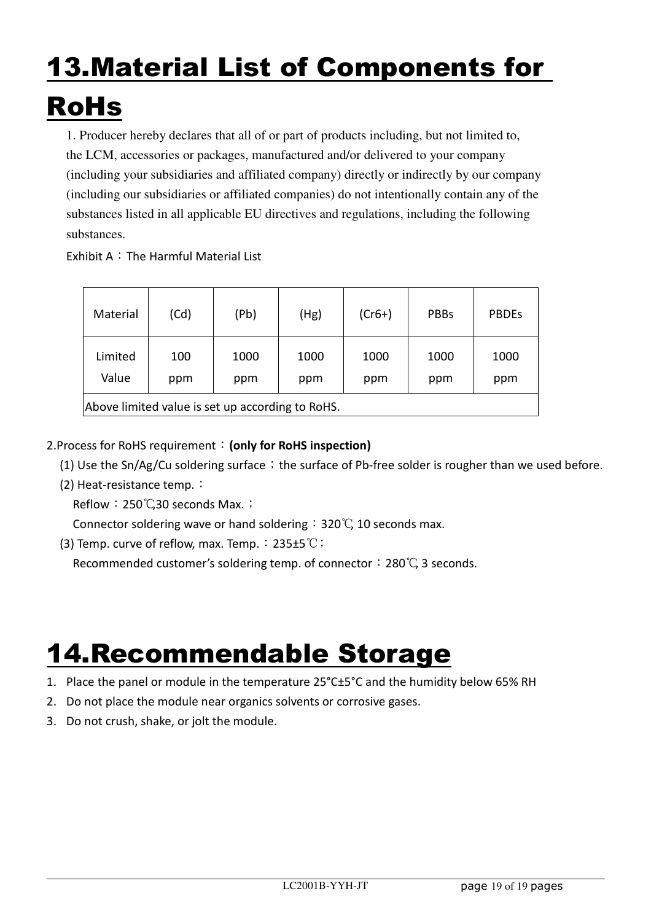# 13.Material List of Components for RoHs

1. Producer hereby declares that all of or part of products including, but not limited to, the LCM, accessories or packages, manufactured and/or delivered to your company (including your subsidiaries and affiliated company) directly or indirectly by our company (including our subsidiaries or affiliated companies) do not intentionally contain any of the substances listed in all applicable EU directives and regulations, including the following substances.

Exhibit A：The Harmful Material List

| Material | (Cd) | (Pb) | (Hg) | (Cr6+) | PBBs | PBDEs |
|---|---|---|---|---|---|---|
| Limited Value | 100 ppm | 1000 ppm | 1000 ppm | 1000 ppm | 1000 ppm | 1000 ppm |
| Above limited value is set up according to RoHS. | | | | | | |

2.Process for RoHS requirement：**(only for RoHS inspection)**

(1) Use the Sn/Ag/Cu soldering surface；the surface of Pb-free solder is rougher than we used before.

(2) Heat-resistance temp.：

Reflow：250℃,30 seconds Max.；

Connector soldering wave or hand soldering：320℃, 10 seconds max.

(3) Temp. curve of reflow, max. Temp.：235±5℃；

Recommended customer's soldering temp. of connector：280℃, 3 seconds.

# 14.Recommendable Storage

1. Place the panel or module in the temperature 25°C±5°C and the humidity below 65% RH
2. Do not place the module near organics solvents or corrosive gases.
3. Do not crush, shake, or jolt the module.